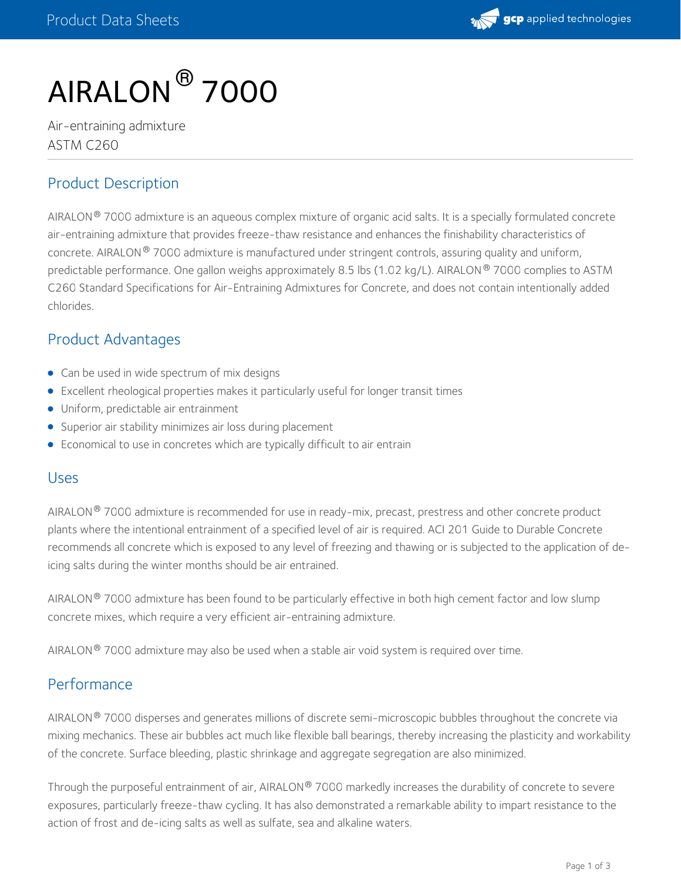# AIRALON® 7000

Air-entraining admixture
ASTM C260

## Product Description

AIRALON® 7000 admixture is an aqueous complex mixture of organic acid salts. It is a specially formulated concrete air-entraining admixture that provides freeze-thaw resistance and enhances the finishability characteristics of concrete. AIRALON® 7000 admixture is manufactured under stringent controls, assuring quality and uniform, predictable performance. One gallon weighs approximately 8.5 lbs (1.02 kg/L). AIRALON® 7000 complies to ASTM C260 Standard Specifications for Air-Entraining Admixtures for Concrete, and does not contain intentionally added chlorides.

## Product Advantages

- Can be used in wide spectrum of mix designs
- Excellent rheological properties makes it particularly useful for longer transit times
- Uniform, predictable air entrainment
- Superior air stability minimizes air loss during placement
- Economical to use in concretes which are typically difficult to air entrain

## Uses

AIRALON® 7000 admixture is recommended for use in ready-mix, precast, prestress and other concrete product plants where the intentional entrainment of a specified level of air is required. ACI 201 Guide to Durable Concrete recommends all concrete which is exposed to any level of freezing and thawing or is subjected to the application of de-icing salts during the winter months should be air entrained.

AIRALON® 7000 admixture has been found to be particularly effective in both high cement factor and low slump concrete mixes, which require a very efficient air-entraining admixture.

AIRALON® 7000 admixture may also be used when a stable air void system is required over time.

## Performance

AIRALON® 7000 disperses and generates millions of discrete semi-microscopic bubbles throughout the concrete via mixing mechanics. These air bubbles act much like flexible ball bearings, thereby increasing the plasticity and workability of the concrete. Surface bleeding, plastic shrinkage and aggregate segregation are also minimized.

Through the purposeful entrainment of air, AIRALON® 7000 markedly increases the durability of concrete to severe exposures, particularly freeze-thaw cycling. It has also demonstrated a remarkable ability to impart resistance to the action of frost and de-icing salts as well as sulfate, sea and alkaline waters.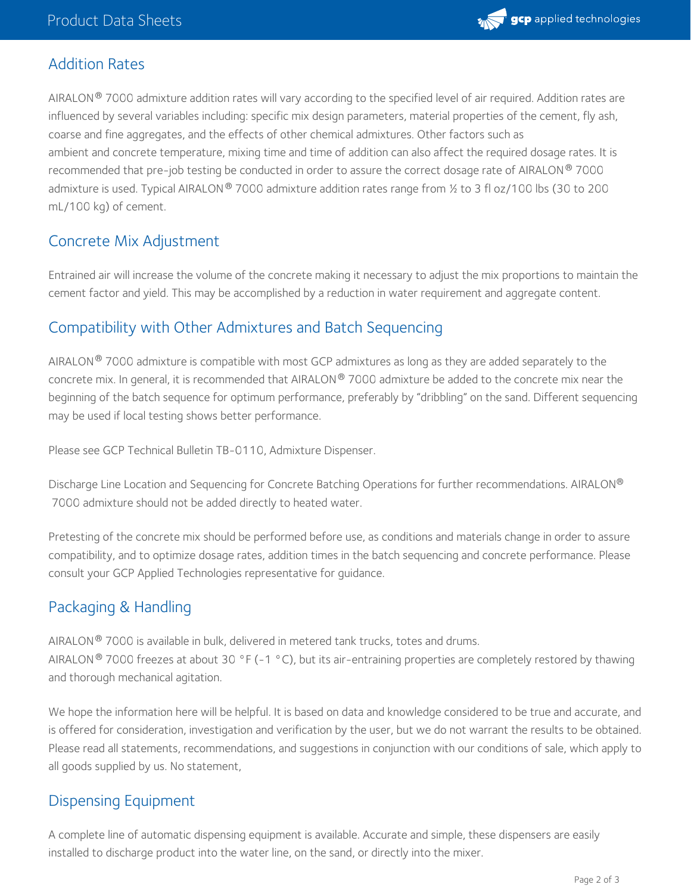## Addition Rates

AIRALON® 7000 admixture addition rates will vary according to the specified level of air required. Addition rates are influenced by several variables including: specific mix design parameters, material properties of the cement, fly ash, coarse and fine aggregates, and the effects of other chemical admixtures. Other factors such as ambient and concrete temperature, mixing time and time of addition can also affect the required dosage rates. It is recommended that pre-job testing be conducted in order to assure the correct dosage rate of AIRALON® 7000 admixture is used. Typical AIRALON® 7000 admixture addition rates range from ½ to 3 fl oz/100 lbs (30 to 200 mL/100 kg) of cement.

## Concrete Mix Adjustment

Entrained air will increase the volume of the concrete making it necessary to adjust the mix proportions to maintain the cement factor and yield. This may be accomplished by a reduction in water requirement and aggregate content.

## Compatibility with Other Admixtures and Batch Sequencing

AIRALON® 7000 admixture is compatible with most GCP admixtures as long as they are added separately to the concrete mix. In general, it is recommended that AIRALON® 7000 admixture be added to the concrete mix near the beginning of the batch sequence for optimum performance, preferably by "dribbling" on the sand. Different sequencing may be used if local testing shows better performance.

Please see GCP Technical Bulletin TB-0110, Admixture Dispenser.

Discharge Line Location and Sequencing for Concrete Batching Operations for further recommendations. AIRALON® 7000 admixture should not be added directly to heated water.

Pretesting of the concrete mix should be performed before use, as conditions and materials change in order to assure compatibility, and to optimize dosage rates, addition times in the batch sequencing and concrete performance. Please consult your GCP Applied Technologies representative for guidance.

## Packaging & Handling

AIRALON® 7000 is available in bulk, delivered in metered tank trucks, totes and drums.
AIRALON® 7000 freezes at about 30 °F (-1 °C), but its air-entraining properties are completely restored by thawing and thorough mechanical agitation.

We hope the information here will be helpful. It is based on data and knowledge considered to be true and accurate, and is offered for consideration, investigation and verification by the user, but we do not warrant the results to be obtained. Please read all statements, recommendations, and suggestions in conjunction with our conditions of sale, which apply to all goods supplied by us. No statement,

## Dispensing Equipment

A complete line of automatic dispensing equipment is available. Accurate and simple, these dispensers are easily installed to discharge product into the water line, on the sand, or directly into the mixer.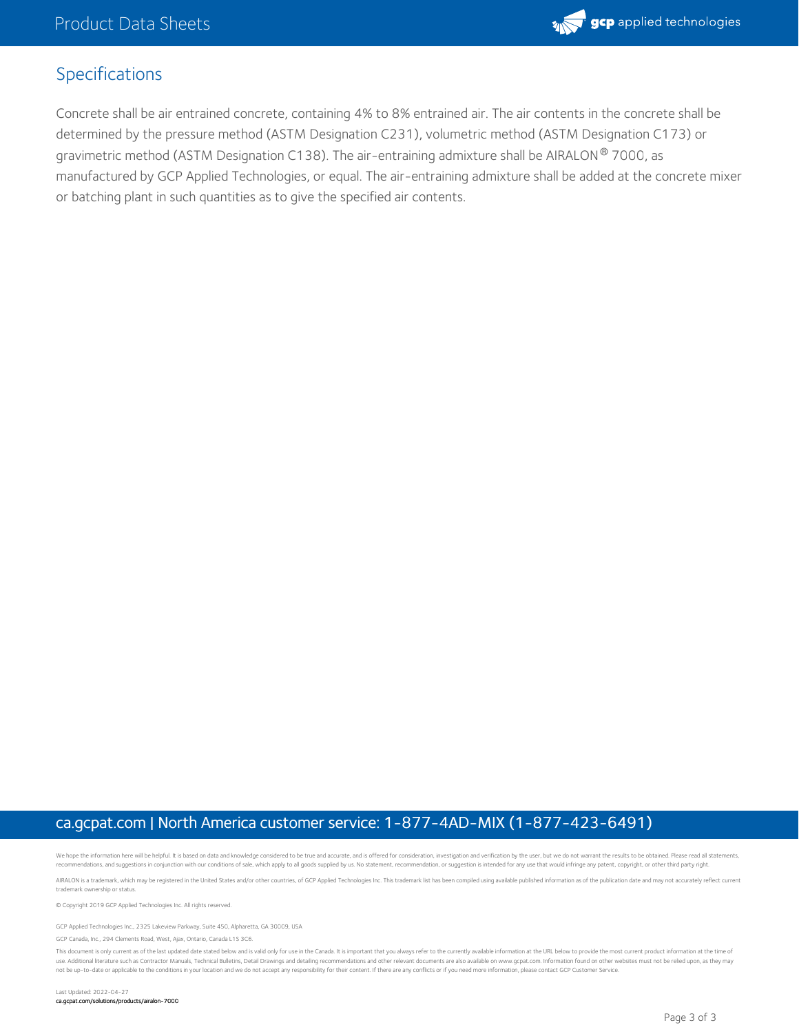## Specifications

Concrete shall be air entrained concrete, containing 4% to 8% entrained air. The air contents in the concrete shall be determined by the pressure method (ASTM Designation C231), volumetric method (ASTM Designation C173) or gravimetric method (ASTM Designation C138). The air-entraining admixture shall be AIRALON® 7000, as manufactured by GCP Applied Technologies, or equal. The air-entraining admixture shall be added at the concrete mixer or batching plant in such quantities as to give the specified air contents.

ca.gcpat.com | North America customer service: 1-877-4AD-MIX (1-877-423-6491)

We hope the information here will be helpful. It is based on data and knowledge considered to be true and accurate, and is offered for consideration, investigation and verification by the user, but we do not warrant the results to be obtained. Please read all statements, recommendations, and suggestions in conjunction with our conditions of sale, which apply to all goods supplied by us. No statement, recommendation, or suggestion is intended for any use that would infringe any patent, copyright, or other third party right.

AIRALON is a trademark, which may be registered in the United States and/or other countries, of GCP Applied Technologies Inc. This trademark list has been compiled using available published information as of the publication date and may not accurately reflect current trademark ownership or status.

© Copyright 2019 GCP Applied Technologies Inc. All rights reserved.

GCP Applied Technologies Inc., 2325 Lakeview Parkway, Suite 450, Alpharetta, GA 30009, USA

GCP Canada, Inc., 294 Clements Road, West, Ajax, Ontario, Canada L1S 3C6.

This document is only current as of the last updated date stated below and is valid only for use in the Canada. It is important that you always refer to the currently available information at the URL below to provide the most current product information at the time of use. Additional literature such as Contractor Manuals, Technical Bulletins, Detail Drawings and detailing recommendations and other relevant documents are also available on www.gcpat.com. Information found on other websites must not be relied upon, as they may not be up-to-date or applicable to the conditions in your location and we do not accept any responsibility for their content. If there are any conflicts or if you need more information, please contact GCP Customer Service.

Last Updated: 2022-04-27
ca.gcpat.com/solutions/products/airalon-7000